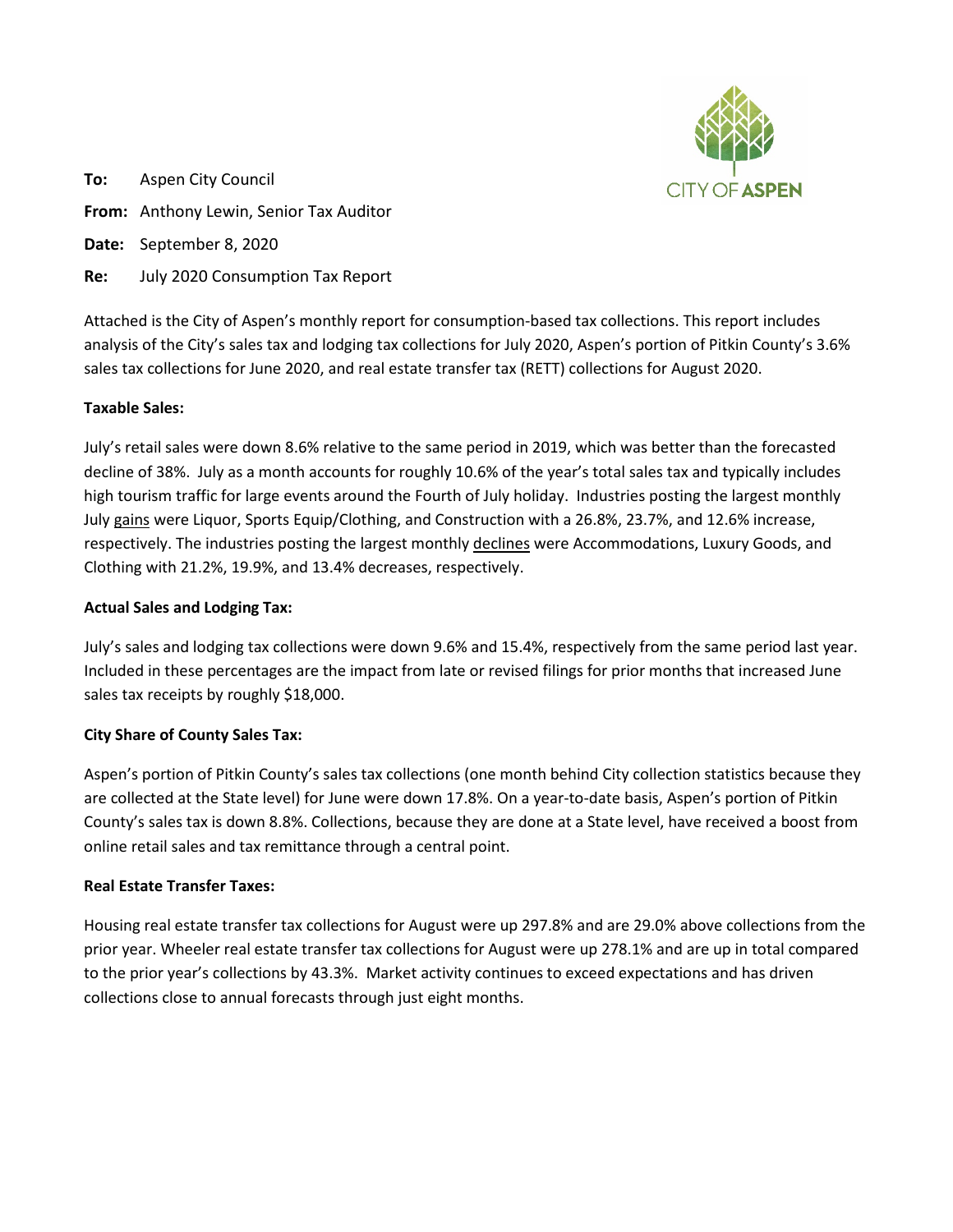**To:** Aspen City Council

**From:** Anthony Lewin, Senior Tax Auditor

**Date:** September 8, 2020

**Re:** July 2020 Consumption Tax Report

Attached is the City of Aspen's monthly report for consumption-based tax collections. This report includes analysis of the City's sales tax and lodging tax collections for July 2020, Aspen's portion of Pitkin County's 3.6% sales tax collections for June 2020, and real estate transfer tax (RETT) collections for August 2020.

**Taxable Sales:**

July's retail sales were down 8.6% relative to the same period in 2019, which was better than the forecasted decline of 38%. July as a month accounts for roughly 10.6% of the year's total sales tax and typically includes high tourism traffic for large events around the Fourth of July holiday. Industries posting the largest monthly July gains were Liquor, Sports Equip/Clothing, and Construction with a 26.8%, 23.7%, and 12.6% increase, respectively. The industries posting the largest monthly declines were Accommodations, Luxury Goods, and Clothing with 21.2%, 19.9%, and 13.4% decreases, respectively.

**Actual Sales and Lodging Tax:**

July's sales and lodging tax collections were down 9.6% and 15.4%, respectively from the same period last year. Included in these percentages are the impact from late or revised filings for prior months that increased June sales tax receipts by roughly $18,000.

**City Share of County Sales Tax:**

Aspen's portion of Pitkin County's sales tax collections (one month behind City collection statistics because they are collected at the State level) for June were down 17.8%. On a year-to-date basis, Aspen's portion of Pitkin County's sales tax is down 8.8%. Collections, because they are done at a State level, have received a boost from online retail sales and tax remittance through a central point.

**Real Estate Transfer Taxes:**

Housing real estate transfer tax collections for August were up 297.8% and are 29.0% above collections from the prior year. Wheeler real estate transfer tax collections for August were up 278.1% and are up in total compared to the prior year's collections by 43.3%. Market activity continues to exceed expectations and has driven collections close to annual forecasts through just eight months.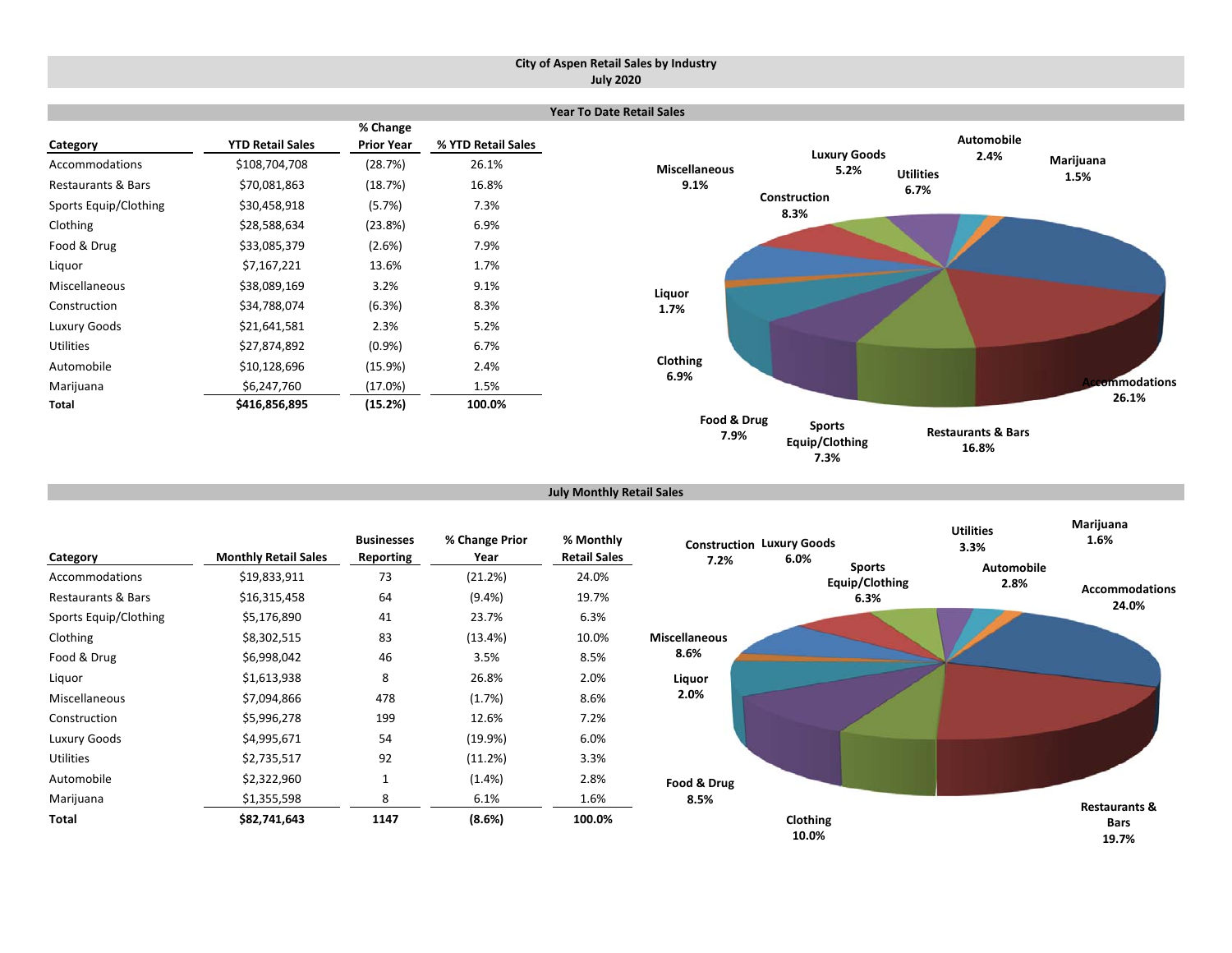# City of Aspen Retail Sales by Industry
## July 2020

### Year To Date Retail Sales

| Category | YTD Retail Sales | % Change Prior Year | % YTD Retail Sales |
|---|---|---|---|
| Accommodations | $108,704,708 | (28.7%) | 26.1% |
| Restaurants & Bars | $70,081,863 | (18.7%) | 16.8% |
| Sports Equip/Clothing | $30,458,918 | (5.7%) | 7.3% |
| Clothing | $28,588,634 | (23.8%) | 6.9% |
| Food & Drug | $33,085,379 | (2.6%) | 7.9% |
| Liquor | $7,167,221 | 13.6% | 1.7% |
| Miscellaneous | $38,089,169 | 3.2% | 9.1% |
| Construction | $34,788,074 | (6.3%) | 8.3% |
| Luxury Goods | $21,641,581 | 2.3% | 5.2% |
| Utilities | $27,874,892 | (0.9%) | 6.7% |
| Automobile | $10,128,696 | (15.9%) | 2.4% |
| Marijuana | $6,247,760 | (17.0%) | 1.5% |
| **Total** | **$416,856,895** | **(15.2%)** | **100.0%** |

### July Monthly Retail Sales

| Category | Monthly Retail Sales | Businesses Reporting | % Change Prior Year | % Monthly Retail Sales |
|---|---|---|---|---|
| Accommodations | $19,833,911 | 73 | (21.2%) | 24.0% |
| Restaurants & Bars | $16,315,458 | 64 | (9.4%) | 19.7% |
| Sports Equip/Clothing | $5,176,890 | 41 | 23.7% | 6.3% |
| Clothing | $8,302,515 | 83 | (13.4%) | 10.0% |
| Food & Drug | $6,998,042 | 46 | 3.5% | 8.5% |
| Liquor | $1,613,938 | 8 | 26.8% | 2.0% |
| Miscellaneous | $7,094,866 | 478 | (1.7%) | 8.6% |
| Construction | $5,996,278 | 199 | 12.6% | 7.2% |
| Luxury Goods | $4,995,671 | 54 | (19.9%) | 6.0% |
| Utilities | $2,735,517 | 92 | (11.2%) | 3.3% |
| Automobile | $2,322,960 | 1 | (1.4%) | 2.8% |
| Marijuana | $1,355,598 | 8 | 6.1% | 1.6% |
| **Total** | **$82,741,643** | **1147** | **(8.6%)** | **100.0%** |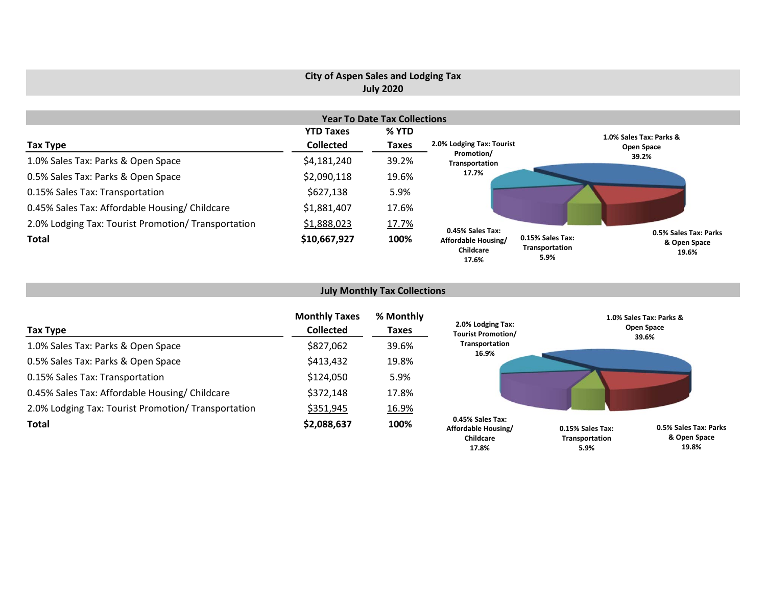# City of Aspen Sales and Lodging Tax
## July 2020

### Year To Date Tax Collections

| Tax Type | YTD Taxes Collected | % YTD Taxes |
|---|---|---|
| 1.0% Sales Tax: Parks & Open Space | $4,181,240 | 39.2% |
| 0.5% Sales Tax: Parks & Open Space | $2,090,118 | 19.6% |
| 0.15% Sales Tax: Transportation | $627,138 | 5.9% |
| 0.45% Sales Tax: Affordable Housing/ Childcare | $1,881,407 | 17.6% |
| 2.0% Lodging Tax: Tourist Promotion/ Transportation | $1,888,023 | 17.7% |
| **Total** | **$10,667,927** | **100%** |

2.0% Lodging Tax: Tourist Promotion/ Transportation 17.7%

1.0% Sales Tax: Parks & Open Space 39.2%

0.45% Sales Tax: Affordable Housing/ Childcare 17.6%

0.15% Sales Tax: Transportation 5.9%

0.5% Sales Tax: Parks & Open Space 19.6%

### July Monthly Tax Collections

| Tax Type | Monthly Taxes Collected | % Monthly Taxes |
|---|---|---|
| 1.0% Sales Tax: Parks & Open Space | $827,062 | 39.6% |
| 0.5% Sales Tax: Parks & Open Space | $413,432 | 19.8% |
| 0.15% Sales Tax: Transportation | $124,050 | 5.9% |
| 0.45% Sales Tax: Affordable Housing/ Childcare | $372,148 | 17.8% |
| 2.0% Lodging Tax: Tourist Promotion/ Transportation | $351,945 | 16.9% |
| **Total** | **$2,088,637** | **100%** |

2.0% Lodging Tax: Tourist Promotion/ Transportation 16.9%

1.0% Sales Tax: Parks & Open Space 39.6%

0.45% Sales Tax: Affordable Housing/ Childcare 17.8%

0.15% Sales Tax: Transportation 5.9%

0.5% Sales Tax: Parks & Open Space 19.8%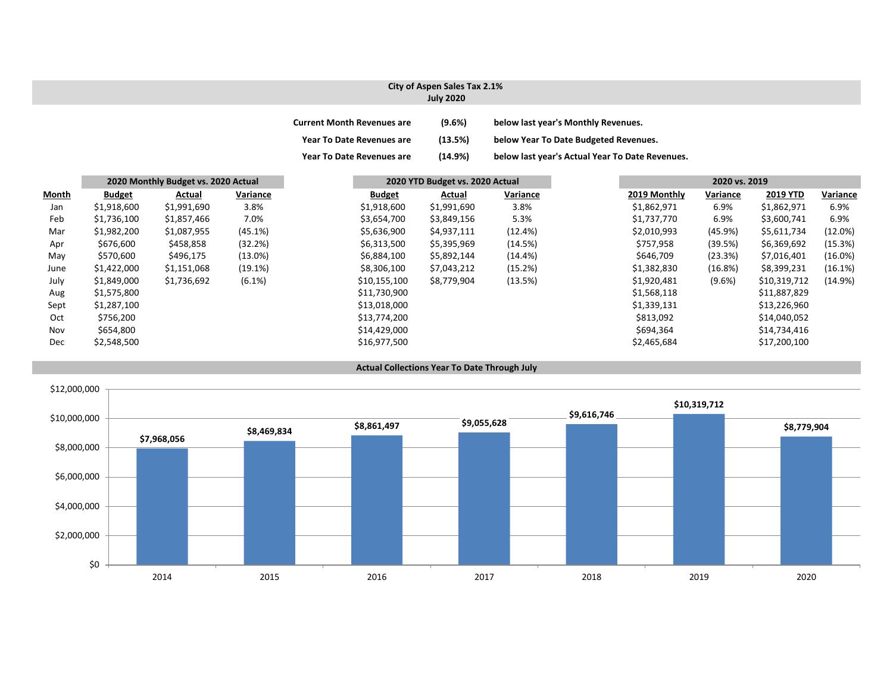## City of Aspen Sales Tax 2.1%
### July 2020

| | | |
|---|---|---|
| **Current Month Revenues are** | **(9.6%)** | **below last year's Monthly Revenues.** |
| **Year To Date Revenues are** | **(13.5%)** | **below Year To Date Budgeted Revenues.** |
| **Year To Date Revenues are** | **(14.9%)** | **below last year's Actual Year To Date Revenues.** |

| | 2020 Monthly Budget vs. 2020 Actual | | | 2020 YTD Budget vs. 2020 Actual | | | 2020 vs. 2019 | | | |
|---|---|---|---|---|---|---|---|---|---|---|
| **Month** | **Budget** | **Actual** | **Variance** | **Budget** | **Actual** | **Variance** | **2019 Monthly** | **Variance** | **2019 YTD** | **Variance** |
| Jan | $1,918,600 | $1,991,690 | 3.8% | $1,918,600 | $1,991,690 | 3.8% | $1,862,971 | 6.9% | $1,862,971 | 6.9% |
| Feb | $1,736,100 | $1,857,466 | 7.0% | $3,654,700 | $3,849,156 | 5.3% | $1,737,770 | 6.9% | $3,600,741 | 6.9% |
| Mar | $1,982,200 | $1,087,955 | (45.1%) | $5,636,900 | $4,937,111 | (12.4%) | $2,010,993 | (45.9%) | $5,611,734 | (12.0%) |
| Apr | $676,600 | $458,858 | (32.2%) | $6,313,500 | $5,395,969 | (14.5%) | $757,958 | (39.5%) | $6,369,692 | (15.3%) |
| May | $570,600 | $496,175 | (13.0%) | $6,884,100 | $5,892,144 | (14.4%) | $646,709 | (23.3%) | $7,016,401 | (16.0%) |
| June | $1,422,000 | $1,151,068 | (19.1%) | $8,306,100 | $7,043,212 | (15.2%) | $1,382,830 | (16.8%) | $8,399,231 | (16.1%) |
| July | $1,849,000 | $1,736,692 | (6.1%) | $10,155,100 | $8,779,904 | (13.5%) | $1,920,481 | (9.6%) | $10,319,712 | (14.9%) |
| Aug | $1,575,800 | | | $11,730,900 | | | $1,568,118 | | $11,887,829 | |
| Sept | $1,287,100 | | | $13,018,000 | | | $1,339,131 | | $13,226,960 | |
| Oct | $756,200 | | | $13,774,200 | | | $813,092 | | $14,040,052 | |
| Nov | $654,800 | | | $14,429,000 | | | $694,364 | | $14,734,416 | |
| Dec | $2,548,500 | | | $16,977,500 | | | $2,465,684 | | $17,200,100 | |

### Actual Collections Year To Date Through July

| Year | Actual Collections |
|---|---|
| 2014 | $7,968,056 |
| 2015 | $8,469,834 |
| 2016 | $8,861,497 |
| 2017 | $9,055,628 |
| 2018 | $9,616,746 |
| 2019 | $10,319,712 |
| 2020 | $8,779,904 |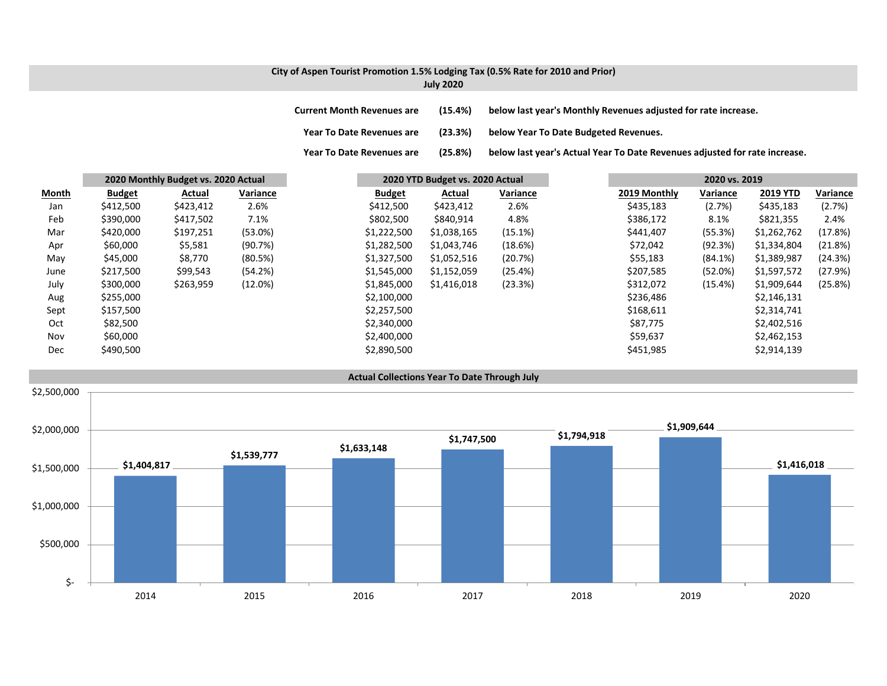## City of Aspen Tourist Promotion 1.5% Lodging Tax (0.5% Rate for 2010 and Prior)
### July 2020

**Current Month Revenues are (15.4%) below last year's Monthly Revenues adjusted for rate increase.**

**Year To Date Revenues are (23.3%) below Year To Date Budgeted Revenues.**

**Year To Date Revenues are (25.8%) below last year's Actual Year To Date Revenues adjusted for rate increase.**

| | 2020 Monthly Budget vs. 2020 Actual | | | 2020 YTD Budget vs. 2020 Actual | | | 2020 vs. 2019 | | | |
|---|---|---|---|---|---|---|---|---|---|---|
| **Month** | **Budget** | **Actual** | **Variance** | **Budget** | **Actual** | **Variance** | **2019 Monthly** | **Variance** | **2019 YTD** | **Variance** |
| Jan | $412,500 | $423,412 | 2.6% | $412,500 | $423,412 | 2.6% | $435,183 | (2.7%) | $435,183 | (2.7%) |
| Feb | $390,000 | $417,502 | 7.1% | $802,500 | $840,914 | 4.8% | $386,172 | 8.1% | $821,355 | 2.4% |
| Mar | $420,000 | $197,251 | (53.0%) | $1,222,500 | $1,038,165 | (15.1%) | $441,407 | (55.3%) | $1,262,762 | (17.8%) |
| Apr | $60,000 | $5,581 | (90.7%) | $1,282,500 | $1,043,746 | (18.6%) | $72,042 | (92.3%) | $1,334,804 | (21.8%) |
| May | $45,000 | $8,770 | (80.5%) | $1,327,500 | $1,052,516 | (20.7%) | $55,183 | (84.1%) | $1,389,987 | (24.3%) |
| June | $217,500 | $99,543 | (54.2%) | $1,545,000 | $1,152,059 | (25.4%) | $207,585 | (52.0%) | $1,597,572 | (27.9%) |
| July | $300,000 | $263,959 | (12.0%) | $1,845,000 | $1,416,018 | (23.3%) | $312,072 | (15.4%) | $1,909,644 | (25.8%) |
| Aug | $255,000 | | | $2,100,000 | | | $236,486 | | $2,146,131 | |
| Sept | $157,500 | | | $2,257,500 | | | $168,611 | | $2,314,741 | |
| Oct | $82,500 | | | $2,340,000 | | | $87,775 | | $2,402,516 | |
| Nov | $60,000 | | | $2,400,000 | | | $59,637 | | $2,462,153 | |
| Dec | $490,500 | | | $2,890,500 | | | $451,985 | | $2,914,139 | |

### Actual Collections Year To Date Through July

| Year | Amount |
|---|---|
| 2014 | $1,404,817 |
| 2015 | $1,539,777 |
| 2016 | $1,633,148 |
| 2017 | $1,747,500 |
| 2018 | $1,794,918 |
| 2019 | $1,909,644 |
| 2020 | $1,416,018 |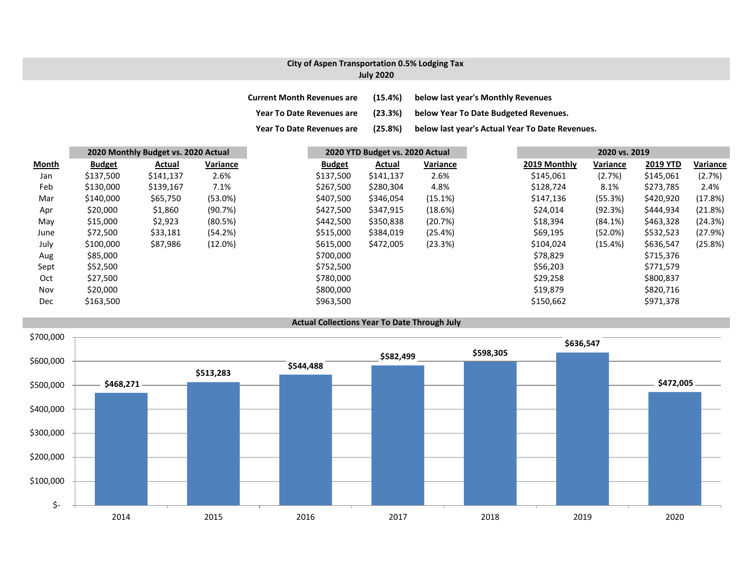## City of Aspen Transportation 0.5% Lodging Tax
### July 2020

**Current Month Revenues are (15.4%) below last year's Monthly Revenues**

**Year To Date Revenues are (23.3%) below Year To Date Budgeted Revenues.**

**Year To Date Revenues are (25.8%) below last year's Actual Year To Date Revenues.**

| | 2020 Monthly Budget vs. 2020 Actual | | | 2020 YTD Budget vs. 2020 Actual | | | 2020 vs. 2019 | | | |
|---|---|---|---|---|---|---|---|---|---|---|
| **Month** | **Budget** | **Actual** | **Variance** | **Budget** | **Actual** | **Variance** | **2019 Monthly** | **Variance** | **2019 YTD** | **Variance** |
| Jan | $137,500 | $141,137 | 2.6% | $137,500 | $141,137 | 2.6% | $145,061 | (2.7%) | $145,061 | (2.7%) |
| Feb | $130,000 | $139,167 | 7.1% | $267,500 | $280,304 | 4.8% | $128,724 | 8.1% | $273,785 | 2.4% |
| Mar | $140,000 | $65,750 | (53.0%) | $407,500 | $346,054 | (15.1%) | $147,136 | (55.3%) | $420,920 | (17.8%) |
| Apr | $20,000 | $1,860 | (90.7%) | $427,500 | $347,915 | (18.6%) | $24,014 | (92.3%) | $444,934 | (21.8%) |
| May | $15,000 | $2,923 | (80.5%) | $442,500 | $350,838 | (20.7%) | $18,394 | (84.1%) | $463,328 | (24.3%) |
| June | $72,500 | $33,181 | (54.2%) | $515,000 | $384,019 | (25.4%) | $69,195 | (52.0%) | $532,523 | (27.9%) |
| July | $100,000 | $87,986 | (12.0%) | $615,000 | $472,005 | (23.3%) | $104,024 | (15.4%) | $636,547 | (25.8%) |
| Aug | $85,000 | | | $700,000 | | | $78,829 | | $715,376 | |
| Sept | $52,500 | | | $752,500 | | | $56,203 | | $771,579 | |
| Oct | $27,500 | | | $780,000 | | | $29,258 | | $800,837 | |
| Nov | $20,000 | | | $800,000 | | | $19,879 | | $820,716 | |
| Dec | $163,500 | | | $963,500 | | | $150,662 | | $971,378 | |

### Actual Collections Year To Date Through July

| Year | Amount |
|---|---|
| 2014 | $468,271 |
| 2015 | $513,283 |
| 2016 | $544,488 |
| 2017 | $582,499 |
| 2018 | $598,305 |
| 2019 | $636,547 |
| 2020 | $472,005 |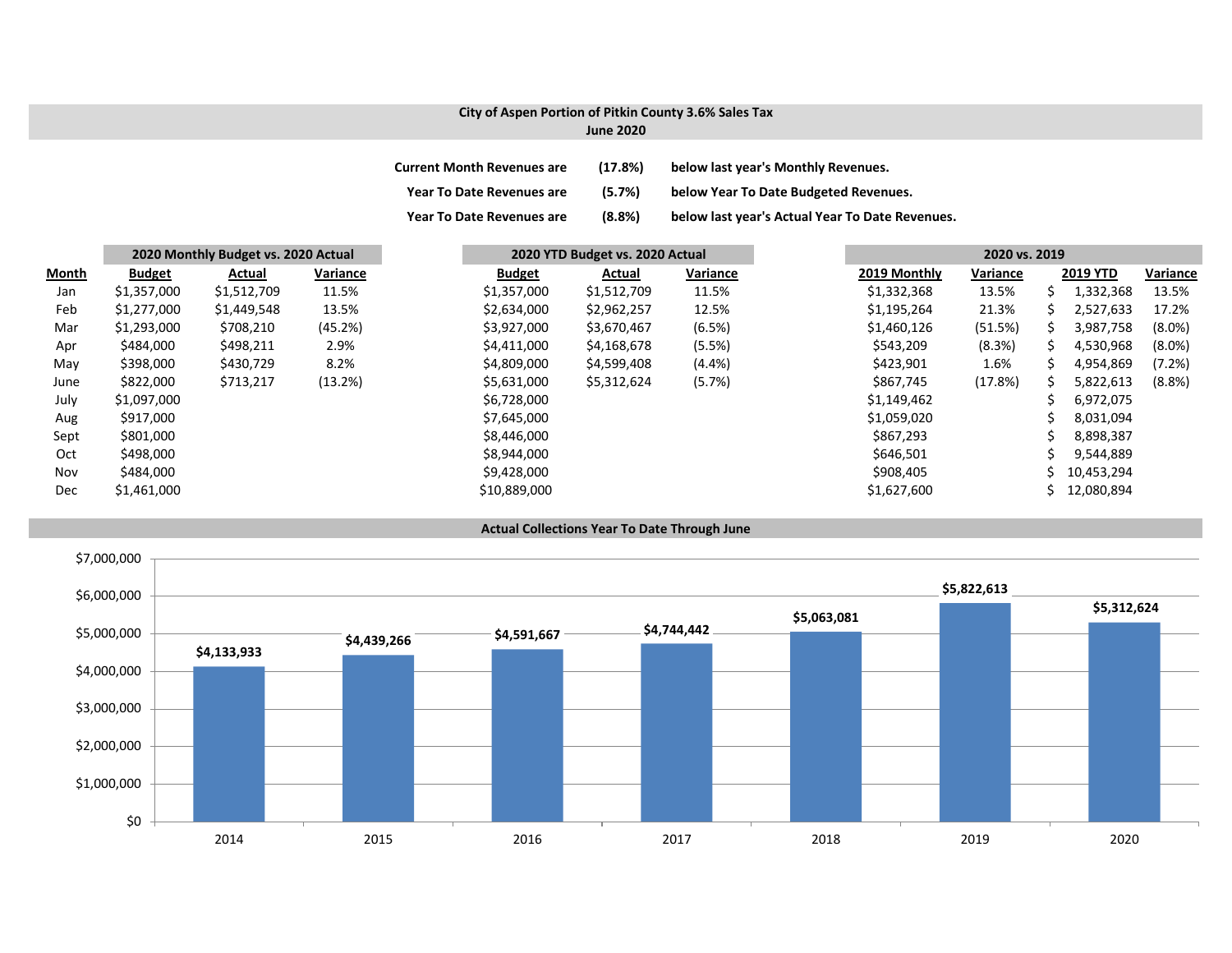## City of Aspen Portion of Pitkin County 3.6% Sales Tax
### June 2020

| | | |
|---|---|---|
| Current Month Revenues are | (17.8%) | below last year's Monthly Revenues. |
| Year To Date Revenues are | (5.7%) | below Year To Date Budgeted Revenues. |
| Year To Date Revenues are | (8.8%) | below last year's Actual Year To Date Revenues. |

| | 2020 Monthly Budget vs. 2020 Actual | | | 2020 YTD Budget vs. 2020 Actual | | | 2020 vs. 2019 | | | |
|---|---|---|---|---|---|---|---|---|---|---|
| **Month** | **Budget** | **Actual** | **Variance** | **Budget** | **Actual** | **Variance** | **2019 Monthly** | **Variance** | **2019 YTD** | **Variance** |
| Jan | $1,357,000 | $1,512,709 | 11.5% | $1,357,000 | $1,512,709 | 11.5% | $1,332,368 | 13.5% | $ 1,332,368 | 13.5% |
| Feb | $1,277,000 | $1,449,548 | 13.5% | $2,634,000 | $2,962,257 | 12.5% | $1,195,264 | 21.3% | $ 2,527,633 | 17.2% |
| Mar | $1,293,000 | $708,210 | (45.2%) | $3,927,000 | $3,670,467 | (6.5%) | $1,460,126 | (51.5%) | $ 3,987,758 | (8.0%) |
| Apr | $484,000 | $498,211 | 2.9% | $4,411,000 | $4,168,678 | (5.5%) | $543,209 | (8.3%) | $ 4,530,968 | (8.0%) |
| May | $398,000 | $430,729 | 8.2% | $4,809,000 | $4,599,408 | (4.4%) | $423,901 | 1.6% | $ 4,954,869 | (7.2%) |
| June | $822,000 | $713,217 | (13.2%) | $5,631,000 | $5,312,624 | (5.7%) | $867,745 | (17.8%) | $ 5,822,613 | (8.8%) |
| July | $1,097,000 | | | $6,728,000 | | | $1,149,462 | | $ 6,972,075 | |
| Aug | $917,000 | | | $7,645,000 | | | $1,059,020 | | $ 8,031,094 | |
| Sept | $801,000 | | | $8,446,000 | | | $867,293 | | $ 8,898,387 | |
| Oct | $498,000 | | | $8,944,000 | | | $646,501 | | $ 9,544,889 | |
| Nov | $484,000 | | | $9,428,000 | | | $908,405 | | $ 10,453,294 | |
| Dec | $1,461,000 | | | $10,889,000 | | | $1,627,600 | | $ 12,080,894 | |

### Actual Collections Year To Date Through June

| Year | Amount |
|---|---|
| 2014 | $4,133,933 |
| 2015 | $4,439,266 |
| 2016 | $4,591,667 |
| 2017 | $4,744,442 |
| 2018 | $5,063,081 |
| 2019 | $5,822,613 |
| 2020 | $5,312,624 |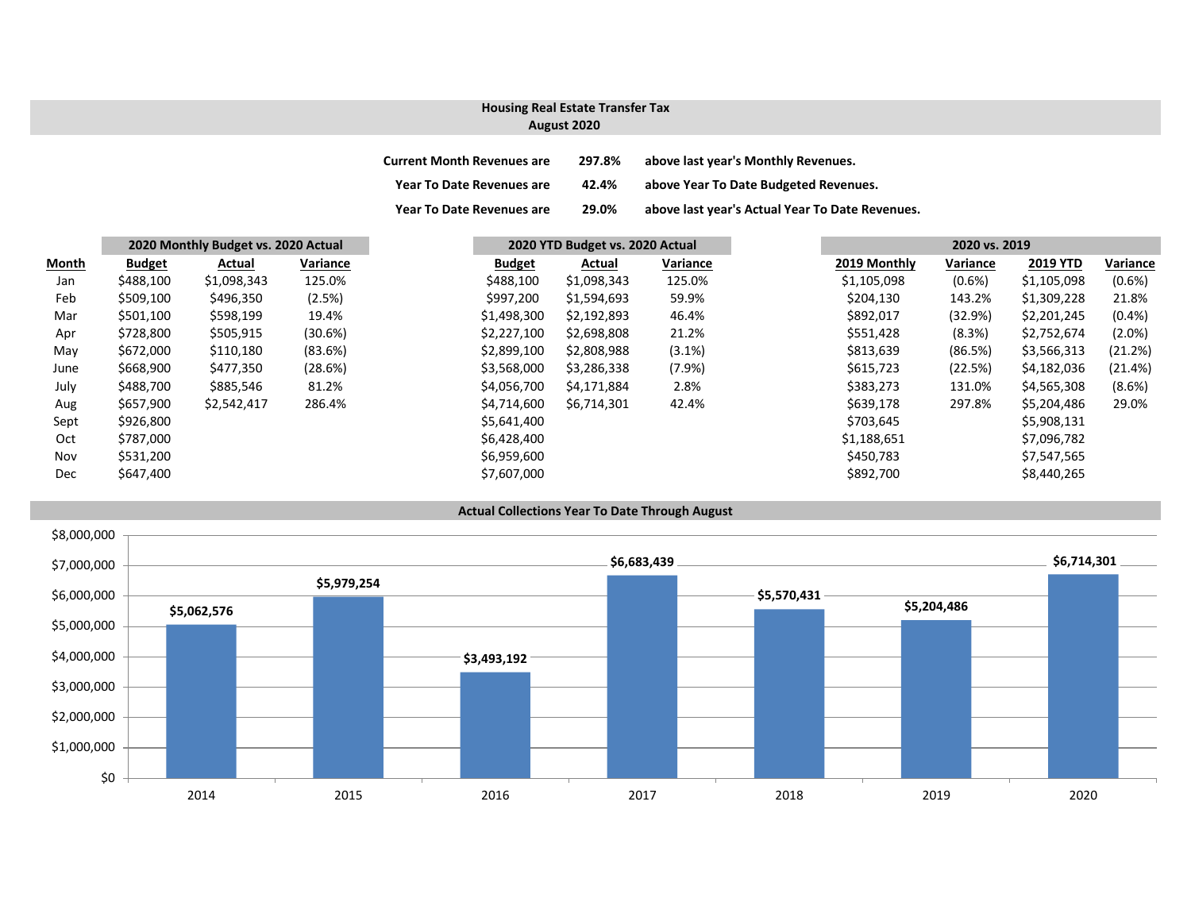## Housing Real Estate Transfer Tax
## August 2020

| | | |
|---|---|---|
| **Current Month Revenues are** | **297.8%** | **above last year's Monthly Revenues.** |
| **Year To Date Revenues are** | **42.4%** | **above Year To Date Budgeted Revenues.** |
| **Year To Date Revenues are** | **29.0%** | **above last year's Actual Year To Date Revenues.** |

| | 2020 Monthly Budget vs. 2020 Actual | | | 2020 YTD Budget vs. 2020 Actual | | | 2020 vs. 2019 | | | |
|---|---|---|---|---|---|---|---|---|---|---|
| **Month** | **Budget** | **Actual** | **Variance** | **Budget** | **Actual** | **Variance** | **2019 Monthly** | **Variance** | **2019 YTD** | **Variance** |
| Jan | $488,100 | $1,098,343 | 125.0% | $488,100 | $1,098,343 | 125.0% | $1,105,098 | (0.6%) | $1,105,098 | (0.6%) |
| Feb | $509,100 | $496,350 | (2.5%) | $997,200 | $1,594,693 | 59.9% | $204,130 | 143.2% | $1,309,228 | 21.8% |
| Mar | $501,100 | $598,199 | 19.4% | $1,498,300 | $2,192,893 | 46.4% | $892,017 | (32.9%) | $2,201,245 | (0.4%) |
| Apr | $728,800 | $505,915 | (30.6%) | $2,227,100 | $2,698,808 | 21.2% | $551,428 | (8.3%) | $2,752,674 | (2.0%) |
| May | $672,000 | $110,180 | (83.6%) | $2,899,100 | $2,808,988 | (3.1%) | $813,639 | (86.5%) | $3,566,313 | (21.2%) |
| June | $668,900 | $477,350 | (28.6%) | $3,568,000 | $3,286,338 | (7.9%) | $615,723 | (22.5%) | $4,182,036 | (21.4%) |
| July | $488,700 | $885,546 | 81.2% | $4,056,700 | $4,171,884 | 2.8% | $383,273 | 131.0% | $4,565,308 | (8.6%) |
| Aug | $657,900 | $2,542,417 | 286.4% | $4,714,600 | $6,714,301 | 42.4% | $639,178 | 297.8% | $5,204,486 | 29.0% |
| Sept | $926,800 | | | $5,641,400 | | | $703,645 | | $5,908,131 | |
| Oct | $787,000 | | | $6,428,400 | | | $1,188,651 | | $7,096,782 | |
| Nov | $531,200 | | | $6,959,600 | | | $450,783 | | $7,547,565 | |
| Dec | $647,400 | | | $7,607,000 | | | $892,700 | | $8,440,265 | |

### Actual Collections Year To Date Through August

| Year | Amount |
|---|---|
| 2014 | $5,062,576 |
| 2015 | $5,979,254 |
| 2016 | $3,493,192 |
| 2017 | $6,683,439 |
| 2018 | $5,570,431 |
| 2019 | $5,204,486 |
| 2020 | $6,714,301 |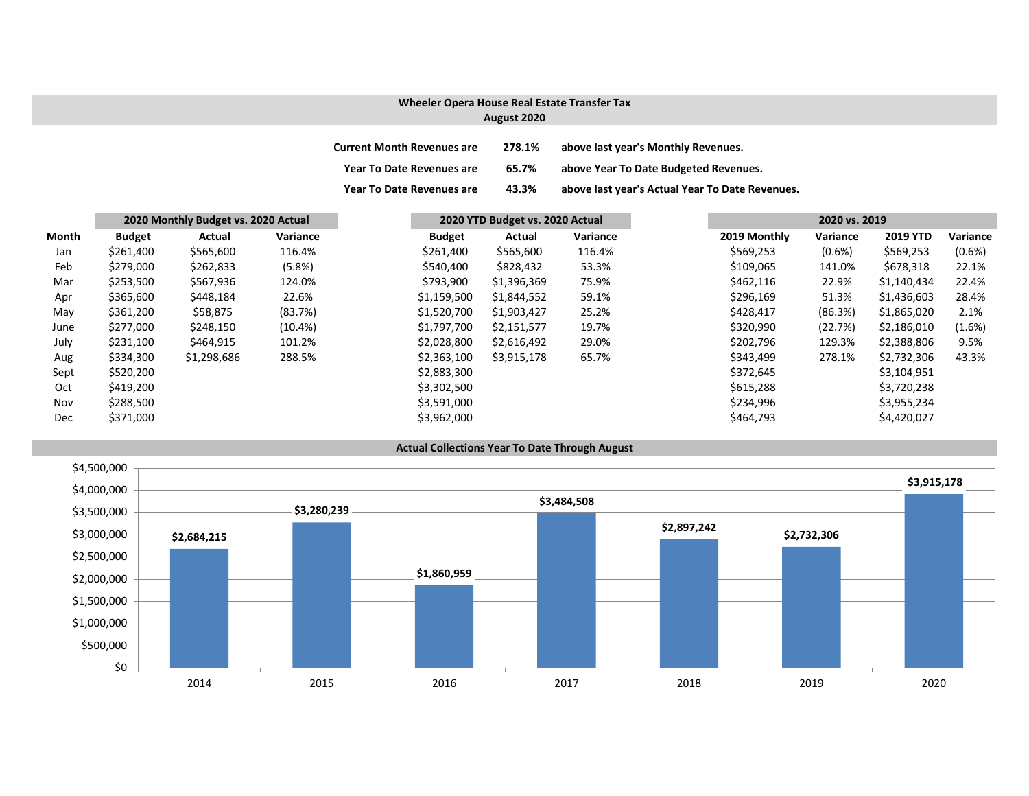## Wheeler Opera House Real Estate Transfer Tax
### August 2020

| | | |
|---|---|---|
| **Current Month Revenues are** | **278.1%** | **above last year's Monthly Revenues.** |
| **Year To Date Revenues are** | **65.7%** | **above Year To Date Budgeted Revenues.** |
| **Year To Date Revenues are** | **43.3%** | **above last year's Actual Year To Date Revenues.** |

| | 2020 Monthly Budget vs. 2020 Actual | | | 2020 YTD Budget vs. 2020 Actual | | | 2020 vs. 2019 | | | |
|---|---|---|---|---|---|---|---|---|---|---|
| **Month** | **Budget** | **Actual** | **Variance** | **Budget** | **Actual** | **Variance** | **2019 Monthly** | **Variance** | **2019 YTD** | **Variance** |
| Jan | $261,400 | $565,600 | 116.4% | $261,400 | $565,600 | 116.4% | $569,253 | (0.6%) | $569,253 | (0.6%) |
| Feb | $279,000 | $262,833 | (5.8%) | $540,400 | $828,432 | 53.3% | $109,065 | 141.0% | $678,318 | 22.1% |
| Mar | $253,500 | $567,936 | 124.0% | $793,900 | $1,396,369 | 75.9% | $462,116 | 22.9% | $1,140,434 | 22.4% |
| Apr | $365,600 | $448,184 | 22.6% | $1,159,500 | $1,844,552 | 59.1% | $296,169 | 51.3% | $1,436,603 | 28.4% |
| May | $361,200 | $58,875 | (83.7%) | $1,520,700 | $1,903,427 | 25.2% | $428,417 | (86.3%) | $1,865,020 | 2.1% |
| June | $277,000 | $248,150 | (10.4%) | $1,797,700 | $2,151,577 | 19.7% | $320,990 | (22.7%) | $2,186,010 | (1.6%) |
| July | $231,100 | $464,915 | 101.2% | $2,028,800 | $2,616,492 | 29.0% | $202,796 | 129.3% | $2,388,806 | 9.5% |
| Aug | $334,300 | $1,298,686 | 288.5% | $2,363,100 | $3,915,178 | 65.7% | $343,499 | 278.1% | $2,732,306 | 43.3% |
| Sept | $520,200 | | | $2,883,300 | | | $372,645 | | $3,104,951 | |
| Oct | $419,200 | | | $3,302,500 | | | $615,288 | | $3,720,238 | |
| Nov | $288,500 | | | $3,591,000 | | | $234,996 | | $3,955,234 | |
| Dec | $371,000 | | | $3,962,000 | | | $464,793 | | $4,420,027 | |

**Actual Collections Year To Date Through August**

$4,500,000
$4,000,000
$3,500,000
$3,000,000
$2,500,000
$2,000,000
$1,500,000
$1,000,000
$500,000
$0

2014: $2,684,215
2015: $3,280,239
2016: $1,860,959
2017: $3,484,508
2018: $2,897,242
2019: $2,732,306
2020: $3,915,178